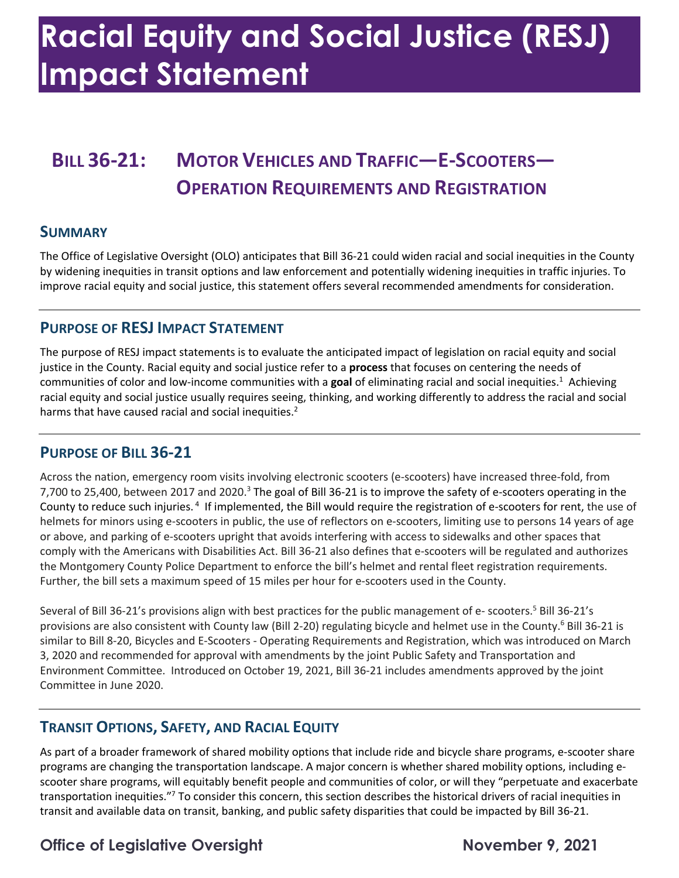# Racial Equity and Social Justice (RESJ) Impact Statement

## Bill 36-21: Motor Vehicles and Traffic—E-Scooters—Operation Requirements and Registration

### Summary

The Office of Legislative Oversight (OLO) anticipates that Bill 36-21 could widen racial and social inequities in the County by widening inequities in transit options and law enforcement and potentially widening inequities in traffic injuries. To improve racial equity and social justice, this statement offers several recommended amendments for consideration.

### Purpose of RESJ Impact Statement

The purpose of RESJ impact statements is to evaluate the anticipated impact of legislation on racial equity and social justice in the County. Racial equity and social justice refer to a **process** that focuses on centering the needs of communities of color and low-income communities with a **goal** of eliminating racial and social inequities.[1] Achieving racial equity and social justice usually requires seeing, thinking, and working differently to address the racial and social harms that have caused racial and social inequities.[2]

### Purpose of Bill 36-21

Across the nation, emergency room visits involving electronic scooters (e-scooters) have increased three-fold, from 7,700 to 25,400, between 2017 and 2020.[3] The goal of Bill 36-21 is to improve the safety of e-scooters operating in the County to reduce such injuries.[4] If implemented, the Bill would require the registration of e-scooters for rent, the use of helmets for minors using e-scooters in public, the use of reflectors on e-scooters, limiting use to persons 14 years of age or above, and parking of e-scooters upright that avoids interfering with access to sidewalks and other spaces that comply with the Americans with Disabilities Act. Bill 36-21 also defines that e-scooters will be regulated and authorizes the Montgomery County Police Department to enforce the bill's helmet and rental fleet registration requirements. Further, the bill sets a maximum speed of 15 miles per hour for e-scooters used in the County.

Several of Bill 36-21's provisions align with best practices for the public management of e- scooters.[5] Bill 36-21's provisions are also consistent with County law (Bill 2-20) regulating bicycle and helmet use in the County.[6] Bill 36-21 is similar to Bill 8-20, Bicycles and E-Scooters - Operating Requirements and Registration, which was introduced on March 3, 2020 and recommended for approval with amendments by the joint Public Safety and Transportation and Environment Committee. Introduced on October 19, 2021, Bill 36-21 includes amendments approved by the joint Committee in June 2020.

### Transit Options, Safety, and Racial Equity

As part of a broader framework of shared mobility options that include ride and bicycle share programs, e-scooter share programs are changing the transportation landscape. A major concern is whether shared mobility options, including e-scooter share programs, will equitably benefit people and communities of color, or will they "perpetuate and exacerbate transportation inequities."[7] To consider this concern, this section describes the historical drivers of racial inequities in transit and available data on transit, banking, and public safety disparities that could be impacted by Bill 36-21.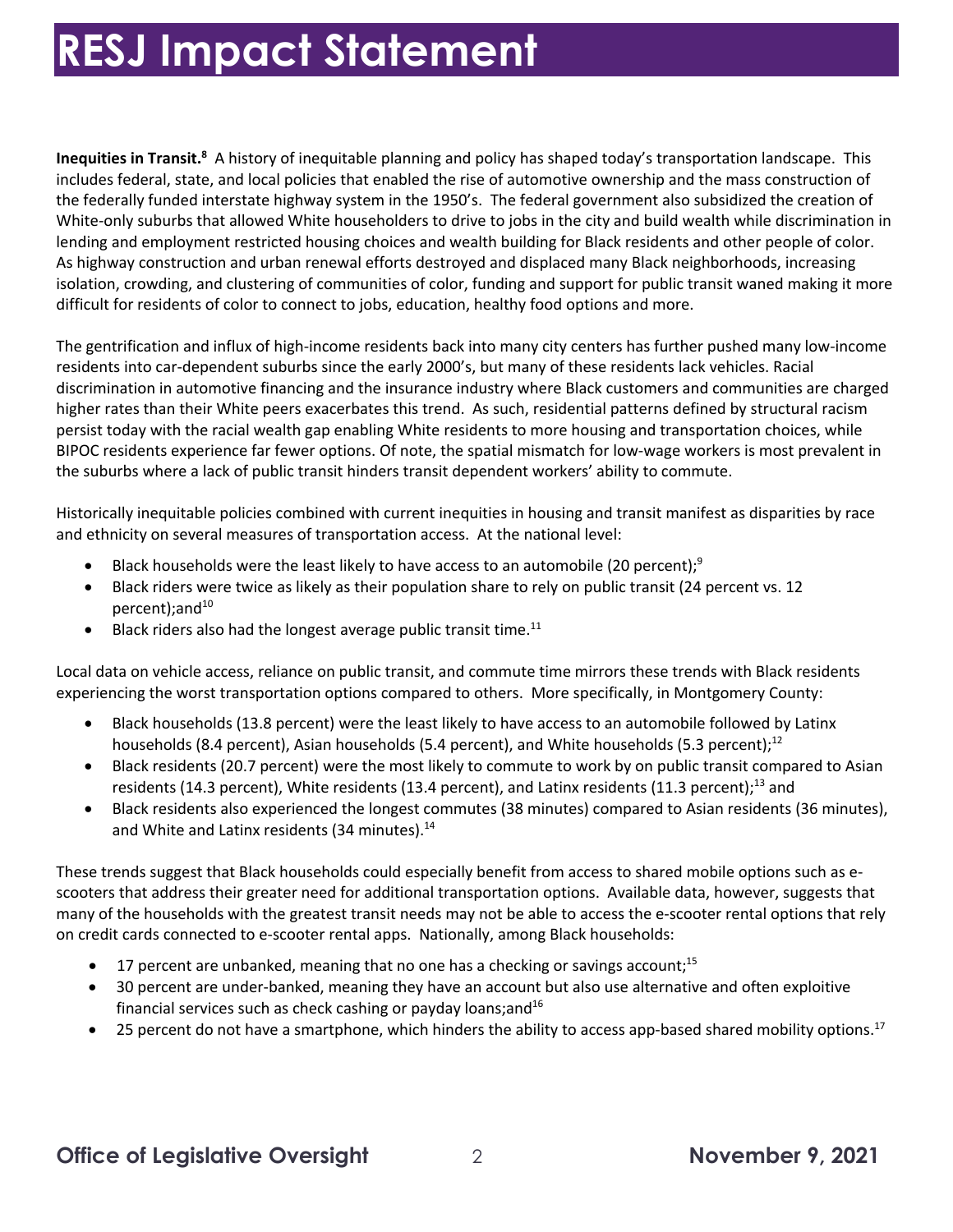# RESJ Impact Statement

**Inequities in Transit.**[8] A history of inequitable planning and policy has shaped today's transportation landscape. This includes federal, state, and local policies that enabled the rise of automotive ownership and the mass construction of the federally funded interstate highway system in the 1950's. The federal government also subsidized the creation of White-only suburbs that allowed White householders to drive to jobs in the city and build wealth while discrimination in lending and employment restricted housing choices and wealth building for Black residents and other people of color. As highway construction and urban renewal efforts destroyed and displaced many Black neighborhoods, increasing isolation, crowding, and clustering of communities of color, funding and support for public transit waned making it more difficult for residents of color to connect to jobs, education, healthy food options and more.

The gentrification and influx of high-income residents back into many city centers has further pushed many low-income residents into car-dependent suburbs since the early 2000's, but many of these residents lack vehicles. Racial discrimination in automotive financing and the insurance industry where Black customers and communities are charged higher rates than their White peers exacerbates this trend. As such, residential patterns defined by structural racism persist today with the racial wealth gap enabling White residents to more housing and transportation choices, while BIPOC residents experience far fewer options. Of note, the spatial mismatch for low-wage workers is most prevalent in the suburbs where a lack of public transit hinders transit dependent workers' ability to commute.

Historically inequitable policies combined with current inequities in housing and transit manifest as disparities by race and ethnicity on several measures of transportation access. At the national level:

- Black households were the least likely to have access to an automobile (20 percent);[9]
- Black riders were twice as likely as their population share to rely on public transit (24 percent vs. 12 percent);and[10]
- Black riders also had the longest average public transit time.[11]

Local data on vehicle access, reliance on public transit, and commute time mirrors these trends with Black residents experiencing the worst transportation options compared to others. More specifically, in Montgomery County:

- Black households (13.8 percent) were the least likely to have access to an automobile followed by Latinx households (8.4 percent), Asian households (5.4 percent), and White households (5.3 percent);[12]
- Black residents (20.7 percent) were the most likely to commute to work by on public transit compared to Asian residents (14.3 percent), White residents (13.4 percent), and Latinx residents (11.3 percent);[13] and
- Black residents also experienced the longest commutes (38 minutes) compared to Asian residents (36 minutes), and White and Latinx residents (34 minutes).[14]

These trends suggest that Black households could especially benefit from access to shared mobile options such as e-scooters that address their greater need for additional transportation options. Available data, however, suggests that many of the households with the greatest transit needs may not be able to access the e-scooter rental options that rely on credit cards connected to e-scooter rental apps. Nationally, among Black households:

- 17 percent are unbanked, meaning that no one has a checking or savings account;[15]
- 30 percent are under-banked, meaning they have an account but also use alternative and often exploitive financial services such as check cashing or payday loans;and[16]
- 25 percent do not have a smartphone, which hinders the ability to access app-based shared mobility options.[17]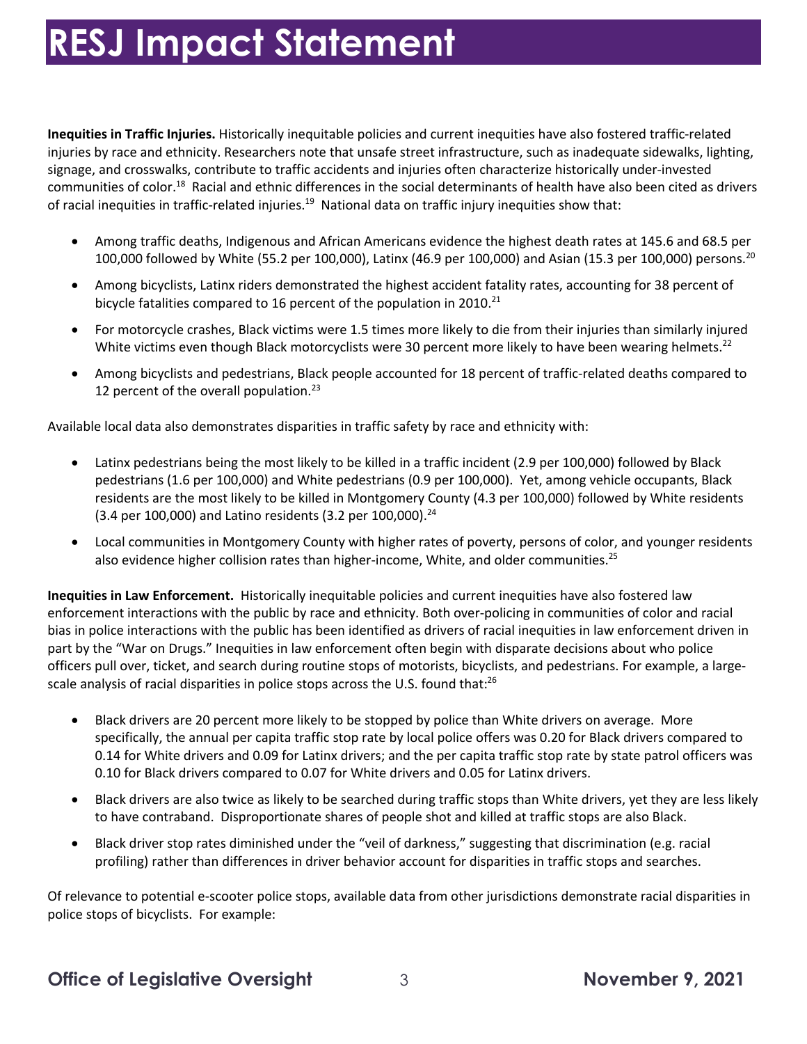# RESJ Impact Statement

**Inequities in Traffic Injuries.** Historically inequitable policies and current inequities have also fostered traffic-related injuries by race and ethnicity. Researchers note that unsafe street infrastructure, such as inadequate sidewalks, lighting, signage, and crosswalks, contribute to traffic accidents and injuries often characterize historically under-invested communities of color.[18] Racial and ethnic differences in the social determinants of health have also been cited as drivers of racial inequities in traffic-related injuries.[19] National data on traffic injury inequities show that:

- Among traffic deaths, Indigenous and African Americans evidence the highest death rates at 145.6 and 68.5 per 100,000 followed by White (55.2 per 100,000), Latinx (46.9 per 100,000) and Asian (15.3 per 100,000) persons.[20]
- Among bicyclists, Latinx riders demonstrated the highest accident fatality rates, accounting for 38 percent of bicycle fatalities compared to 16 percent of the population in 2010.[21]
- For motorcycle crashes, Black victims were 1.5 times more likely to die from their injuries than similarly injured White victims even though Black motorcyclists were 30 percent more likely to have been wearing helmets.[22]
- Among bicyclists and pedestrians, Black people accounted for 18 percent of traffic-related deaths compared to 12 percent of the overall population.[23]

Available local data also demonstrates disparities in traffic safety by race and ethnicity with:

- Latinx pedestrians being the most likely to be killed in a traffic incident (2.9 per 100,000) followed by Black pedestrians (1.6 per 100,000) and White pedestrians (0.9 per 100,000). Yet, among vehicle occupants, Black residents are the most likely to be killed in Montgomery County (4.3 per 100,000) followed by White residents (3.4 per 100,000) and Latino residents (3.2 per 100,000).[24]
- Local communities in Montgomery County with higher rates of poverty, persons of color, and younger residents also evidence higher collision rates than higher-income, White, and older communities.[25]

**Inequities in Law Enforcement.** Historically inequitable policies and current inequities have also fostered law enforcement interactions with the public by race and ethnicity. Both over-policing in communities of color and racial bias in police interactions with the public has been identified as drivers of racial inequities in law enforcement driven in part by the "War on Drugs." Inequities in law enforcement often begin with disparate decisions about who police officers pull over, ticket, and search during routine stops of motorists, bicyclists, and pedestrians. For example, a large-scale analysis of racial disparities in police stops across the U.S. found that:[26]

- Black drivers are 20 percent more likely to be stopped by police than White drivers on average. More specifically, the annual per capita traffic stop rate by local police offers was 0.20 for Black drivers compared to 0.14 for White drivers and 0.09 for Latinx drivers; and the per capita traffic stop rate by state patrol officers was 0.10 for Black drivers compared to 0.07 for White drivers and 0.05 for Latinx drivers.
- Black drivers are also twice as likely to be searched during traffic stops than White drivers, yet they are less likely to have contraband. Disproportionate shares of people shot and killed at traffic stops are also Black.
- Black driver stop rates diminished under the "veil of darkness," suggesting that discrimination (e.g. racial profiling) rather than differences in driver behavior account for disparities in traffic stops and searches.

Of relevance to potential e-scooter police stops, available data from other jurisdictions demonstrate racial disparities in police stops of bicyclists. For example: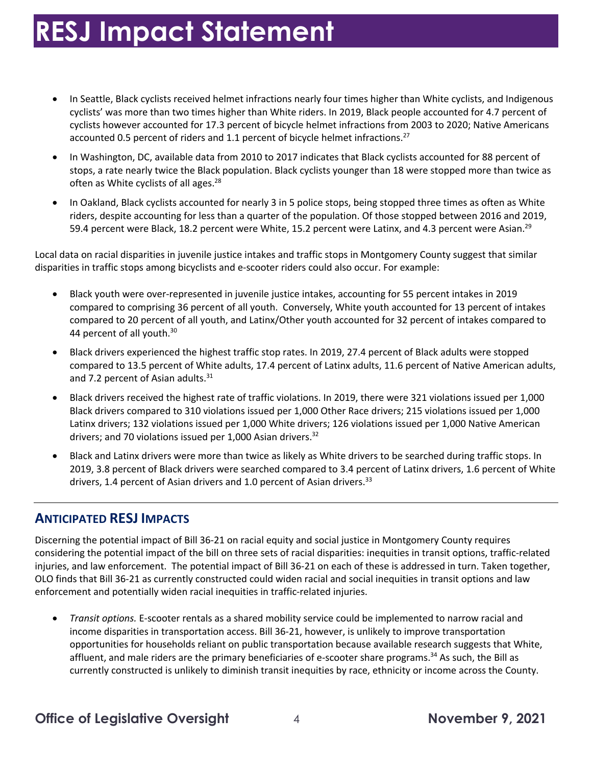- In Seattle, Black cyclists received helmet infractions nearly four times higher than White cyclists, and Indigenous cyclists' was more than two times higher than White riders. In 2019, Black people accounted for 4.7 percent of cyclists however accounted for 17.3 percent of bicycle helmet infractions from 2003 to 2020; Native Americans accounted 0.5 percent of riders and 1.1 percent of bicycle helmet infractions.[27]
- In Washington, DC, available data from 2010 to 2017 indicates that Black cyclists accounted for 88 percent of stops, a rate nearly twice the Black population. Black cyclists younger than 18 were stopped more than twice as often as White cyclists of all ages.[28]
- In Oakland, Black cyclists accounted for nearly 3 in 5 police stops, being stopped three times as often as White riders, despite accounting for less than a quarter of the population. Of those stopped between 2016 and 2019, 59.4 percent were Black, 18.2 percent were White, 15.2 percent were Latinx, and 4.3 percent were Asian.[29]

Local data on racial disparities in juvenile justice intakes and traffic stops in Montgomery County suggest that similar disparities in traffic stops among bicyclists and e-scooter riders could also occur. For example:

- Black youth were over-represented in juvenile justice intakes, accounting for 55 percent intakes in 2019 compared to comprising 36 percent of all youth. Conversely, White youth accounted for 13 percent of intakes compared to 20 percent of all youth, and Latinx/Other youth accounted for 32 percent of intakes compared to 44 percent of all youth.[30]
- Black drivers experienced the highest traffic stop rates. In 2019, 27.4 percent of Black adults were stopped compared to 13.5 percent of White adults, 17.4 percent of Latinx adults, 11.6 percent of Native American adults, and 7.2 percent of Asian adults.[31]
- Black drivers received the highest rate of traffic violations. In 2019, there were 321 violations issued per 1,000 Black drivers compared to 310 violations issued per 1,000 Other Race drivers; 215 violations issued per 1,000 Latinx drivers; 132 violations issued per 1,000 White drivers; 126 violations issued per 1,000 Native American drivers; and 70 violations issued per 1,000 Asian drivers.[32]
- Black and Latinx drivers were more than twice as likely as White drivers to be searched during traffic stops. In 2019, 3.8 percent of Black drivers were searched compared to 3.4 percent of Latinx drivers, 1.6 percent of White drivers, 1.4 percent of Asian drivers and 1.0 percent of Asian drivers.[33]

## ANTICIPATED RESJ IMPACTS

Discerning the potential impact of Bill 36-21 on racial equity and social justice in Montgomery County requires considering the potential impact of the bill on three sets of racial disparities: inequities in transit options, traffic-related injuries, and law enforcement. The potential impact of Bill 36-21 on each of these is addressed in turn. Taken together, OLO finds that Bill 36-21 as currently constructed could widen racial and social inequities in transit options and law enforcement and potentially widen racial inequities in traffic-related injuries.

- *Transit options.* E-scooter rentals as a shared mobility service could be implemented to narrow racial and income disparities in transportation access. Bill 36-21, however, is unlikely to improve transportation opportunities for households reliant on public transportation because available research suggests that White, affluent, and male riders are the primary beneficiaries of e-scooter share programs.[34] As such, the Bill as currently constructed is unlikely to diminish transit inequities by race, ethnicity or income across the County.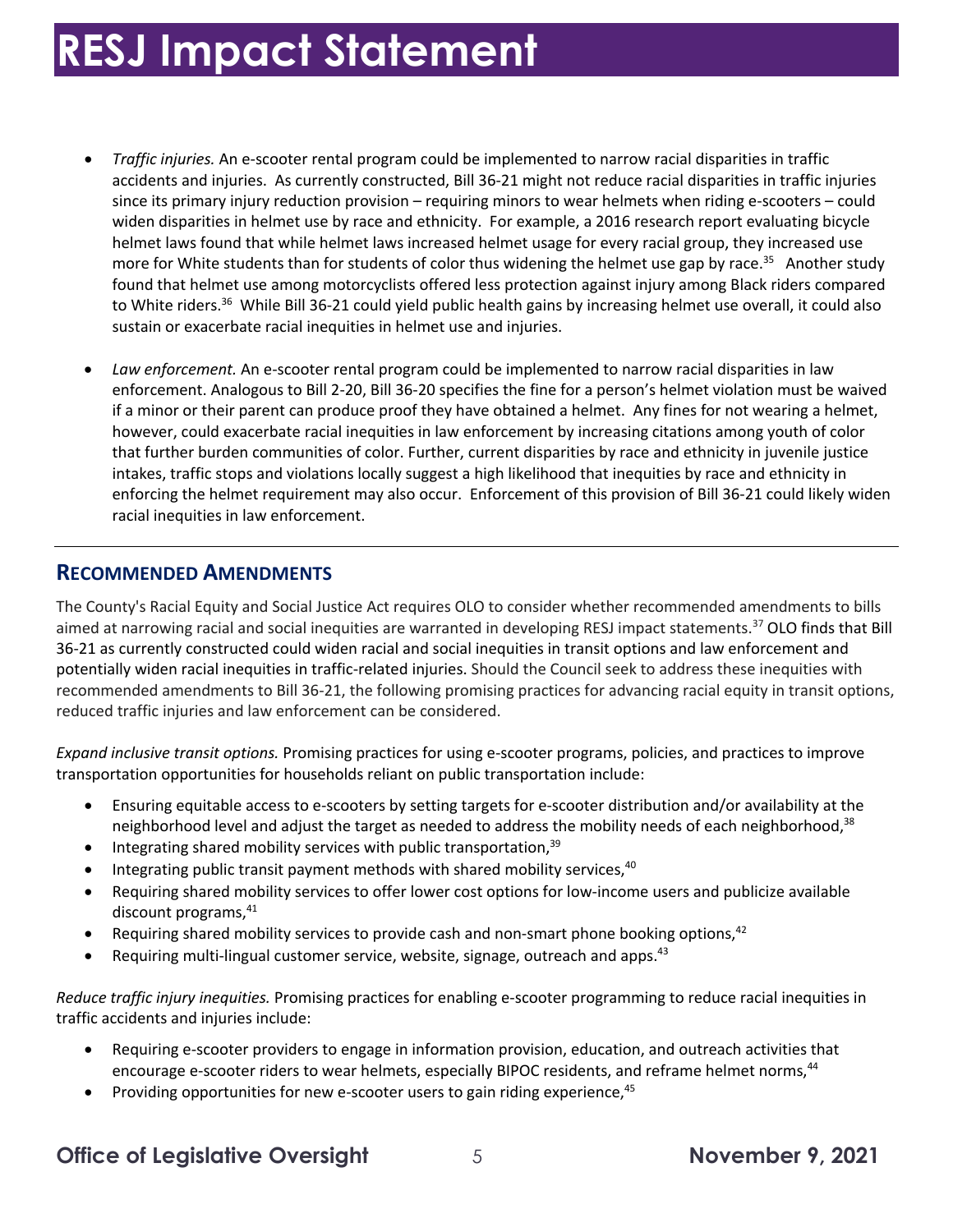- *Traffic injuries.* An e-scooter rental program could be implemented to narrow racial disparities in traffic accidents and injuries. As currently constructed, Bill 36-21 might not reduce racial disparities in traffic injuries since its primary injury reduction provision – requiring minors to wear helmets when riding e-scooters – could widen disparities in helmet use by race and ethnicity. For example, a 2016 research report evaluating bicycle helmet laws found that while helmet laws increased helmet usage for every racial group, they increased use more for White students than for students of color thus widening the helmet use gap by race.[35] Another study found that helmet use among motorcyclists offered less protection against injury among Black riders compared to White riders.[36] While Bill 36-21 could yield public health gains by increasing helmet use overall, it could also sustain or exacerbate racial inequities in helmet use and injuries.

- *Law enforcement.* An e-scooter rental program could be implemented to narrow racial disparities in law enforcement. Analogous to Bill 2-20, Bill 36-20 specifies the fine for a person's helmet violation must be waived if a minor or their parent can produce proof they have obtained a helmet. Any fines for not wearing a helmet, however, could exacerbate racial inequities in law enforcement by increasing citations among youth of color that further burden communities of color. Further, current disparities by race and ethnicity in juvenile justice intakes, traffic stops and violations locally suggest a high likelihood that inequities by race and ethnicity in enforcing the helmet requirement may also occur. Enforcement of this provision of Bill 36-21 could likely widen racial inequities in law enforcement.

## Recommended Amendments

The County's Racial Equity and Social Justice Act requires OLO to consider whether recommended amendments to bills aimed at narrowing racial and social inequities are warranted in developing RESJ impact statements.[37] OLO finds that Bill 36-21 as currently constructed could widen racial and social inequities in transit options and law enforcement and potentially widen racial inequities in traffic-related injuries. Should the Council seek to address these inequities with recommended amendments to Bill 36-21, the following promising practices for advancing racial equity in transit options, reduced traffic injuries and law enforcement can be considered.

*Expand inclusive transit options.* Promising practices for using e-scooter programs, policies, and practices to improve transportation opportunities for households reliant on public transportation include:

- Ensuring equitable access to e-scooters by setting targets for e-scooter distribution and/or availability at the neighborhood level and adjust the target as needed to address the mobility needs of each neighborhood,[38]
- Integrating shared mobility services with public transportation,[39]
- Integrating public transit payment methods with shared mobility services,[40]
- Requiring shared mobility services to offer lower cost options for low-income users and publicize available discount programs,[41]
- Requiring shared mobility services to provide cash and non-smart phone booking options,[42]
- Requiring multi-lingual customer service, website, signage, outreach and apps.[43]

*Reduce traffic injury inequities.* Promising practices for enabling e-scooter programming to reduce racial inequities in traffic accidents and injuries include:

- Requiring e-scooter providers to engage in information provision, education, and outreach activities that encourage e-scooter riders to wear helmets, especially BIPOC residents, and reframe helmet norms,[44]
- Providing opportunities for new e-scooter users to gain riding experience,[45]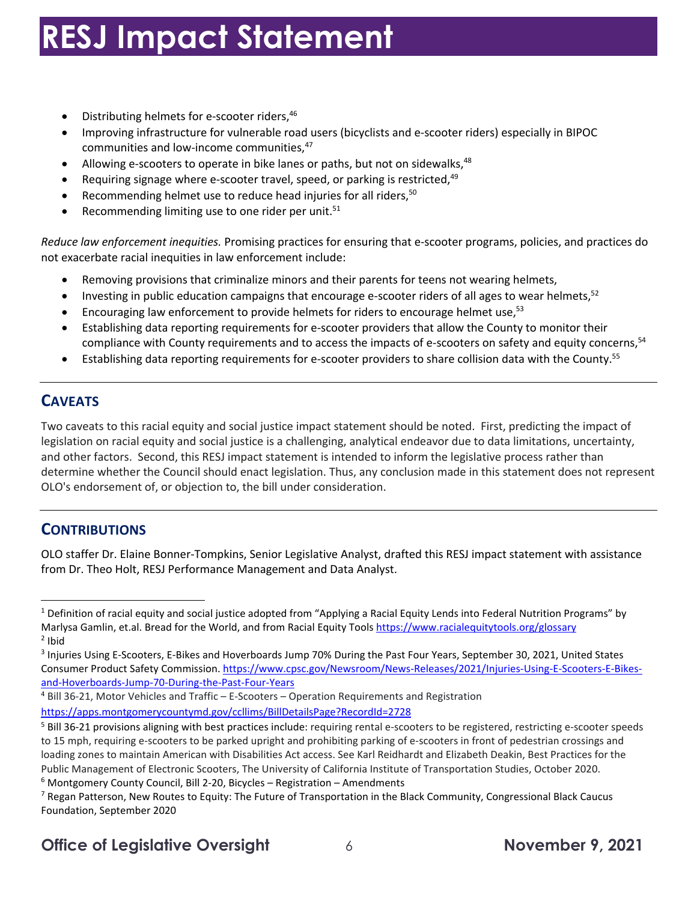- Distributing helmets for e-scooter riders,[46]
- Improving infrastructure for vulnerable road users (bicyclists and e-scooter riders) especially in BIPOC communities and low-income communities,[47]
- Allowing e-scooters to operate in bike lanes or paths, but not on sidewalks,[48]
- Requiring signage where e-scooter travel, speed, or parking is restricted,[49]
- Recommending helmet use to reduce head injuries for all riders,[50]
- Recommending limiting use to one rider per unit.[51]

*Reduce law enforcement inequities.* Promising practices for ensuring that e-scooter programs, policies, and practices do not exacerbate racial inequities in law enforcement include:

- Removing provisions that criminalize minors and their parents for teens not wearing helmets,
- Investing in public education campaigns that encourage e-scooter riders of all ages to wear helmets,[52]
- Encouraging law enforcement to provide helmets for riders to encourage helmet use,[53]
- Establishing data reporting requirements for e-scooter providers that allow the County to monitor their compliance with County requirements and to access the impacts of e-scooters on safety and equity concerns,[54]
- Establishing data reporting requirements for e-scooter providers to share collision data with the County.[55]

## CAVEATS

Two caveats to this racial equity and social justice impact statement should be noted. First, predicting the impact of legislation on racial equity and social justice is a challenging, analytical endeavor due to data limitations, uncertainty, and other factors. Second, this RESJ impact statement is intended to inform the legislative process rather than determine whether the Council should enact legislation. Thus, any conclusion made in this statement does not represent OLO's endorsement of, or objection to, the bill under consideration.

## CONTRIBUTIONS

OLO staffer Dr. Elaine Bonner-Tompkins, Senior Legislative Analyst, drafted this RESJ impact statement with assistance from Dr. Theo Holt, RESJ Performance Management and Data Analyst.

---

[1] Definition of racial equity and social justice adopted from "Applying a Racial Equity Lends into Federal Nutrition Programs" by Marlysa Gamlin, et.al. Bread for the World, and from Racial Equity Tools https://www.racialequitytools.org/glossary

[2] Ibid

[3] Injuries Using E-Scooters, E-Bikes and Hoverboards Jump 70% During the Past Four Years, September 30, 2021, United States Consumer Product Safety Commission. https://www.cpsc.gov/Newsroom/News-Releases/2021/Injuries-Using-E-Scooters-E-Bikes-and-Hoverboards-Jump-70-During-the-Past-Four-Years

[4] Bill 36-21, Motor Vehicles and Traffic – E-Scooters – Operation Requirements and Registration https://apps.montgomerycountymd.gov/ccllims/BillDetailsPage?RecordId=2728

[5] Bill 36-21 provisions aligning with best practices include: requiring rental e-scooters to be registered, restricting e-scooter speeds to 15 mph, requiring e-scooters to be parked upright and prohibiting parking of e-scooters in front of pedestrian crossings and loading zones to maintain American with Disabilities Act access. See Karl Reidhardt and Elizabeth Deakin, Best Practices for the Public Management of Electronic Scooters, The University of California Institute of Transportation Studies, October 2020.

[6] Montgomery County Council, Bill 2-20, Bicycles – Registration – Amendments

[7] Regan Patterson, New Routes to Equity: The Future of Transportation in the Black Community, Congressional Black Caucus Foundation, September 2020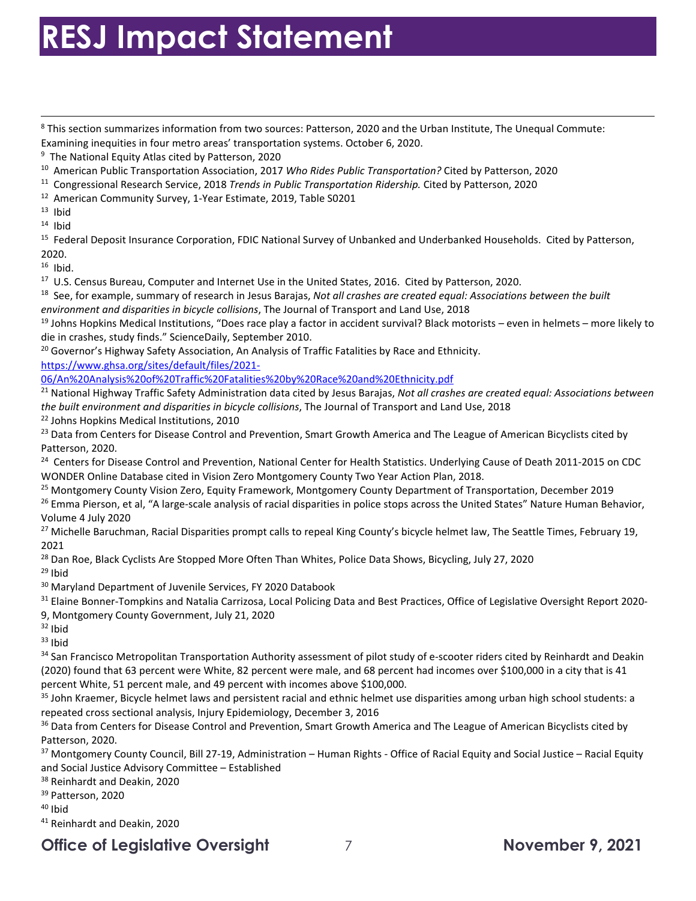# RESJ Impact Statement

[8] This section summarizes information from two sources: Patterson, 2020 and the Urban Institute, The Unequal Commute: Examining inequities in four metro areas' transportation systems. October 6, 2020.

[9] The National Equity Atlas cited by Patterson, 2020

[10] American Public Transportation Association, 2017 *Who Rides Public Transportation?* Cited by Patterson, 2020

[11] Congressional Research Service, 2018 *Trends in Public Transportation Ridership.* Cited by Patterson, 2020

[12] American Community Survey, 1-Year Estimate, 2019, Table S0201

[13] Ibid

[14] Ibid

[15] Federal Deposit Insurance Corporation, FDIC National Survey of Unbanked and Underbanked Households. Cited by Patterson, 2020.

[16] Ibid.

[17] U.S. Census Bureau, Computer and Internet Use in the United States, 2016. Cited by Patterson, 2020.

[18] See, for example, summary of research in Jesus Barajas, *Not all crashes are created equal: Associations between the built environment and disparities in bicycle collisions*, The Journal of Transport and Land Use, 2018

[19] Johns Hopkins Medical Institutions, "Does race play a factor in accident survival? Black motorists – even in helmets – more likely to die in crashes, study finds." ScienceDaily, September 2010.

[20] Governor's Highway Safety Association, An Analysis of Traffic Fatalities by Race and Ethnicity. [https://www.ghsa.org/sites/default/files/2021-06/An%20Analysis%20of%20Traffic%20Fatalities%20by%20Race%20and%20Ethnicity.pdf](https://www.ghsa.org/sites/default/files/2021-06/An%20Analysis%20of%20Traffic%20Fatalities%20by%20Race%20and%20Ethnicity.pdf)

[21] National Highway Traffic Safety Administration data cited by Jesus Barajas, *Not all crashes are created equal: Associations between the built environment and disparities in bicycle collisions*, The Journal of Transport and Land Use, 2018

[22] Johns Hopkins Medical Institutions, 2010

[23] Data from Centers for Disease Control and Prevention, Smart Growth America and The League of American Bicyclists cited by Patterson, 2020.

[24] Centers for Disease Control and Prevention, National Center for Health Statistics. Underlying Cause of Death 2011-2015 on CDC WONDER Online Database cited in Vision Zero Montgomery County Two Year Action Plan, 2018.

[25] Montgomery County Vision Zero, Equity Framework, Montgomery County Department of Transportation, December 2019

[26] Emma Pierson, et al, "A large-scale analysis of racial disparities in police stops across the United States" Nature Human Behavior, Volume 4 July 2020

[27] Michelle Baruchman, Racial Disparities prompt calls to repeal King County's bicycle helmet law, The Seattle Times, February 19, 2021

[28] Dan Roe, Black Cyclists Are Stopped More Often Than Whites, Police Data Shows, Bicycling, July 27, 2020

[29] Ibid

[30] Maryland Department of Juvenile Services, FY 2020 Databook

[31] Elaine Bonner-Tompkins and Natalia Carrizosa, Local Policing Data and Best Practices, Office of Legislative Oversight Report 2020-9, Montgomery County Government, July 21, 2020

[32] Ibid

[33] Ibid

[34] San Francisco Metropolitan Transportation Authority assessment of pilot study of e-scooter riders cited by Reinhardt and Deakin (2020) found that 63 percent were White, 82 percent were male, and 68 percent had incomes over $100,000 in a city that is 41 percent White, 51 percent male, and 49 percent with incomes above $100,000.

[35] John Kraemer, Bicycle helmet laws and persistent racial and ethnic helmet use disparities among urban high school students: a repeated cross sectional analysis, Injury Epidemiology, December 3, 2016

[36] Data from Centers for Disease Control and Prevention, Smart Growth America and The League of American Bicyclists cited by Patterson, 2020.

[37] Montgomery County Council, Bill 27-19, Administration – Human Rights - Office of Racial Equity and Social Justice – Racial Equity and Social Justice Advisory Committee – Established

[38] Reinhardt and Deakin, 2020

[39] Patterson, 2020

[40] Ibid

[41] Reinhardt and Deakin, 2020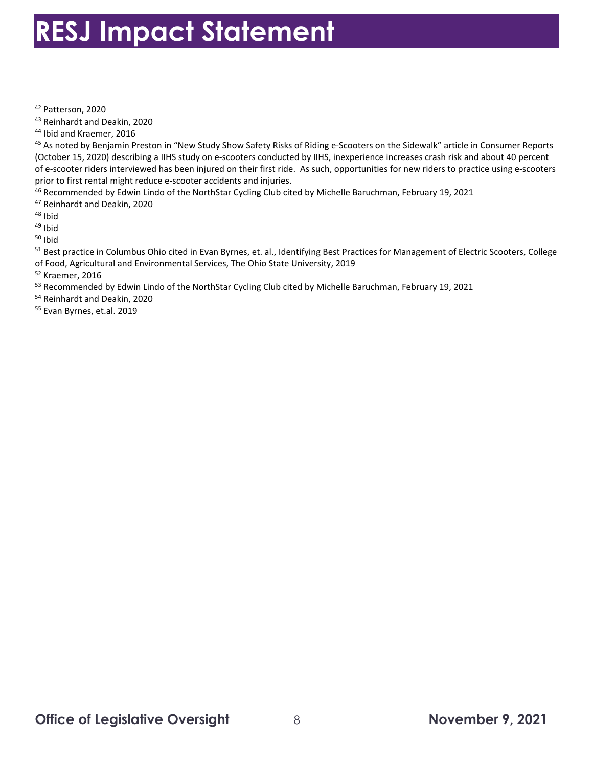[42] Patterson, 2020

[43] Reinhardt and Deakin, 2020

[44] Ibid and Kraemer, 2016

[45] As noted by Benjamin Preston in "New Study Show Safety Risks of Riding e-Scooters on the Sidewalk" article in Consumer Reports (October 15, 2020) describing a IIHS study on e-scooters conducted by IIHS, inexperience increases crash risk and about 40 percent of e-scooter riders interviewed has been injured on their first ride. As such, opportunities for new riders to practice using e-scooters prior to first rental might reduce e-scooter accidents and injuries.

[46] Recommended by Edwin Lindo of the NorthStar Cycling Club cited by Michelle Baruchman, February 19, 2021

[47] Reinhardt and Deakin, 2020

[48] Ibid

[49] Ibid

[50] Ibid

[51] Best practice in Columbus Ohio cited in Evan Byrnes, et. al., Identifying Best Practices for Management of Electric Scooters, College of Food, Agricultural and Environmental Services, The Ohio State University, 2019

[52] Kraemer, 2016

[53] Recommended by Edwin Lindo of the NorthStar Cycling Club cited by Michelle Baruchman, February 19, 2021

[54] Reinhardt and Deakin, 2020

[55] Evan Byrnes, et.al. 2019